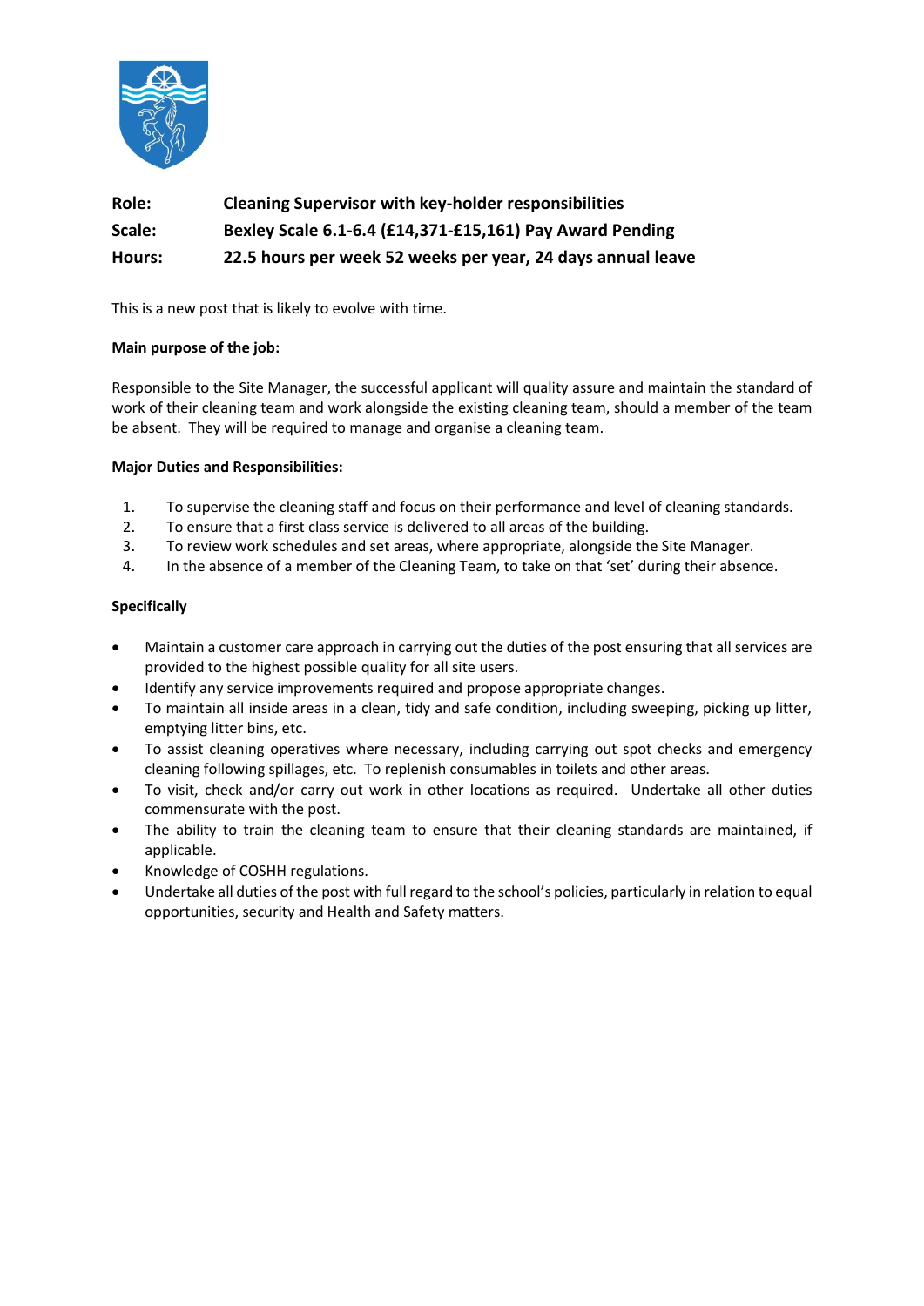**Role:** **Cleaning Supervisor with key-holder responsibilities**

**Scale:** **Bexley Scale 6.1-6.4 (£14,371-£15,161) Pay Award Pending**

**Hours:** **22.5 hours per week 52 weeks per year, 24 days annual leave**

This is a new post that is likely to evolve with time.

**Main purpose of the job:**

Responsible to the Site Manager, the successful applicant will quality assure and maintain the standard of work of their cleaning team and work alongside the existing cleaning team, should a member of the team be absent. They will be required to manage and organise a cleaning team.

**Major Duties and Responsibilities:**

1. To supervise the cleaning staff and focus on their performance and level of cleaning standards.
2. To ensure that a first class service is delivered to all areas of the building.
3. To review work schedules and set areas, where appropriate, alongside the Site Manager.
4. In the absence of a member of the Cleaning Team, to take on that 'set' during their absence.

**Specifically**

- Maintain a customer care approach in carrying out the duties of the post ensuring that all services are provided to the highest possible quality for all site users.
- Identify any service improvements required and propose appropriate changes.
- To maintain all inside areas in a clean, tidy and safe condition, including sweeping, picking up litter, emptying litter bins, etc.
- To assist cleaning operatives where necessary, including carrying out spot checks and emergency cleaning following spillages, etc. To replenish consumables in toilets and other areas.
- To visit, check and/or carry out work in other locations as required. Undertake all other duties commensurate with the post.
- The ability to train the cleaning team to ensure that their cleaning standards are maintained, if applicable.
- Knowledge of COSHH regulations.
- Undertake all duties of the post with full regard to the school's policies, particularly in relation to equal opportunities, security and Health and Safety matters.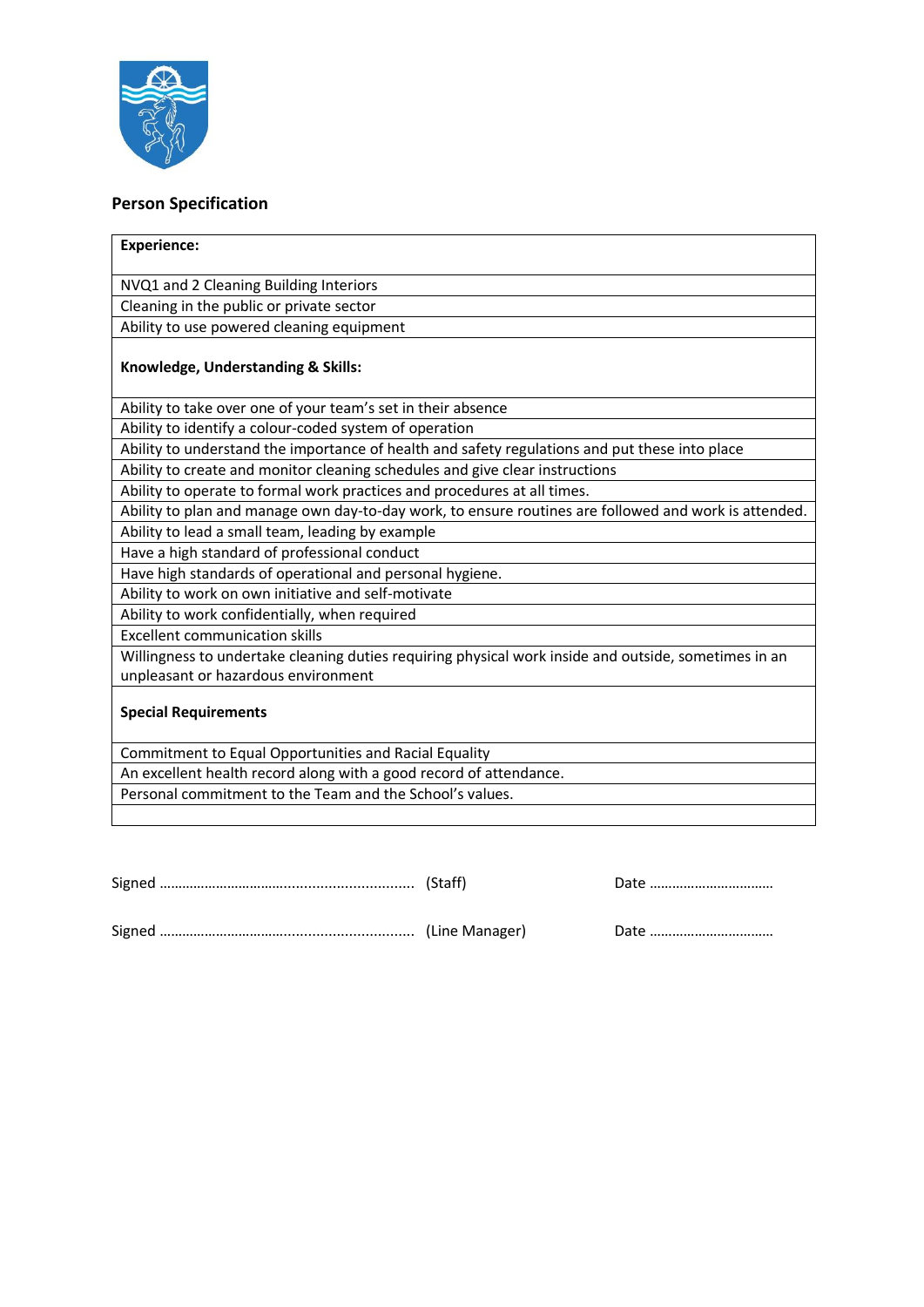## Person Specification

| |
|---|
| **Experience:** |
| NVQ1 and 2 Cleaning Building Interiors |
| Cleaning in the public or private sector |
| Ability to use powered cleaning equipment |
| **Knowledge, Understanding & Skills:** |
| Ability to take over one of your team's set in their absence |
| Ability to identify a colour-coded system of operation |
| Ability to understand the importance of health and safety regulations and put these into place |
| Ability to create and monitor cleaning schedules and give clear instructions |
| Ability to operate to formal work practices and procedures at all times. |
| Ability to plan and manage own day-to-day work, to ensure routines are followed and work is attended. |
| Ability to lead a small team, leading by example |
| Have a high standard of professional conduct |
| Have high standards of operational and personal hygiene. |
| Ability to work on own initiative and self-motivate |
| Ability to work confidentially, when required |
| Excellent communication skills |
| Willingness to undertake cleaning duties requiring physical work inside and outside, sometimes in an unpleasant or hazardous environment |
| **Special Requirements** |
| Commitment to Equal Opportunities and Racial Equality |
| An excellent health record along with a good record of attendance. |
| Personal commitment to the Team and the School's values. |
| |

Signed ………………………………………………………… (Staff) Date ……………………………

Signed ………………………………………………………… (Line Manager) Date ……………………………